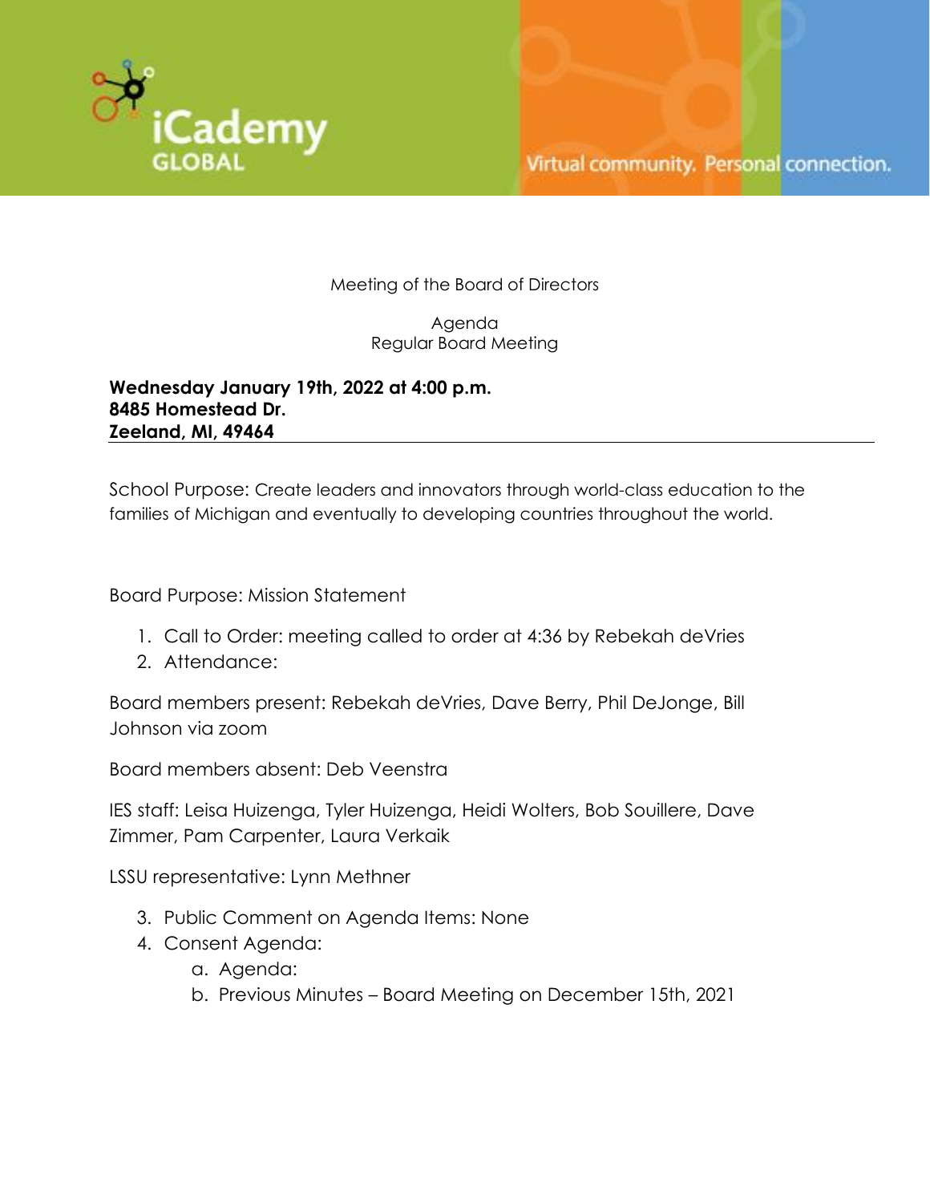iCademy GLOBAL

Virtual community. Personal connection.

Meeting of the Board of Directors

Agenda
Regular Board Meeting

**Wednesday January 19th, 2022 at 4:00 p.m.**
**8485 Homestead Dr.**
**Zeeland, MI, 49464**

---

School Purpose: Create leaders and innovators through world-class education to the families of Michigan and eventually to developing countries throughout the world.

Board Purpose: Mission Statement

1. Call to Order: meeting called to order at 4:36 by Rebekah deVries
2. Attendance:

Board members present: Rebekah deVries, Dave Berry, Phil DeJonge, Bill Johnson via zoom

Board members absent: Deb Veenstra

IES staff: Leisa Huizenga, Tyler Huizenga, Heidi Wolters, Bob Souillere, Dave Zimmer, Pam Carpenter, Laura Verkaik

LSSU representative: Lynn Methner

3. Public Comment on Agenda Items: None
4. Consent Agenda:
   a. Agenda:
   b. Previous Minutes – Board Meeting on December 15th, 2021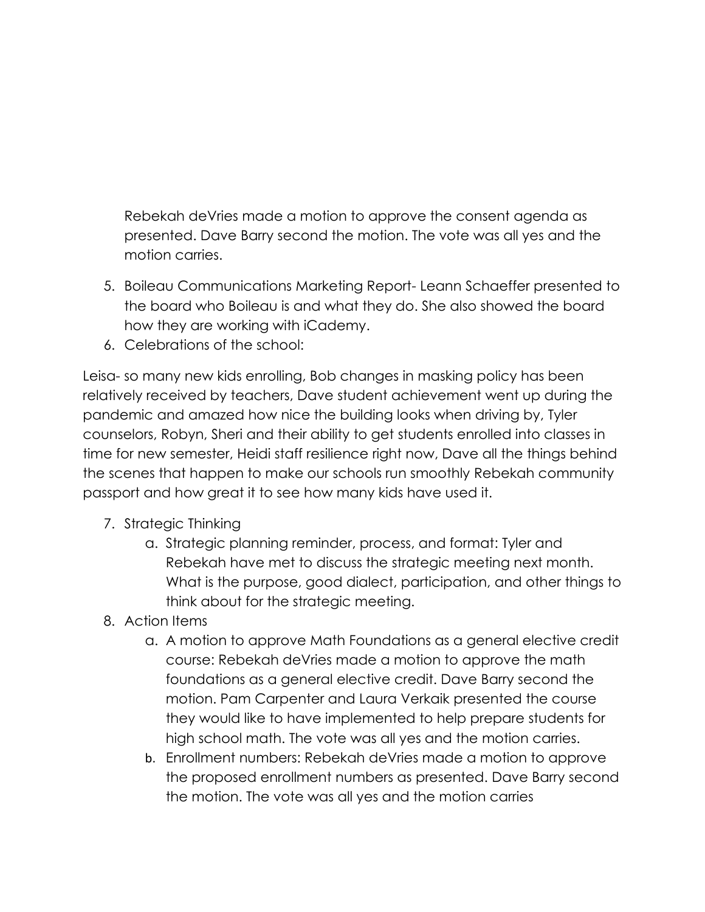Rebekah deVries made a motion to approve the consent agenda as presented. Dave Barry second the motion. The vote was all yes and the motion carries.

5. Boileau Communications Marketing Report- Leann Schaeffer presented to the board who Boileau is and what they do. She also showed the board how they are working with iCademy.
6. Celebrations of the school:

Leisa- so many new kids enrolling, Bob changes in masking policy has been relatively received by teachers, Dave student achievement went up during the pandemic and amazed how nice the building looks when driving by, Tyler counselors, Robyn, Sheri and their ability to get students enrolled into classes in time for new semester, Heidi staff resilience right now, Dave all the things behind the scenes that happen to make our schools run smoothly Rebekah community passport and how great it to see how many kids have used it.

7. Strategic Thinking
    a. Strategic planning reminder, process, and format: Tyler and Rebekah have met to discuss the strategic meeting next month. What is the purpose, good dialect, participation, and other things to think about for the strategic meeting.
8. Action Items
    a. A motion to approve Math Foundations as a general elective credit course: Rebekah deVries made a motion to approve the math foundations as a general elective credit. Dave Barry second the motion. Pam Carpenter and Laura Verkaik presented the course they would like to have implemented to help prepare students for high school math. The vote was all yes and the motion carries.
    b. Enrollment numbers: Rebekah deVries made a motion to approve the proposed enrollment numbers as presented. Dave Barry second the motion. The vote was all yes and the motion carries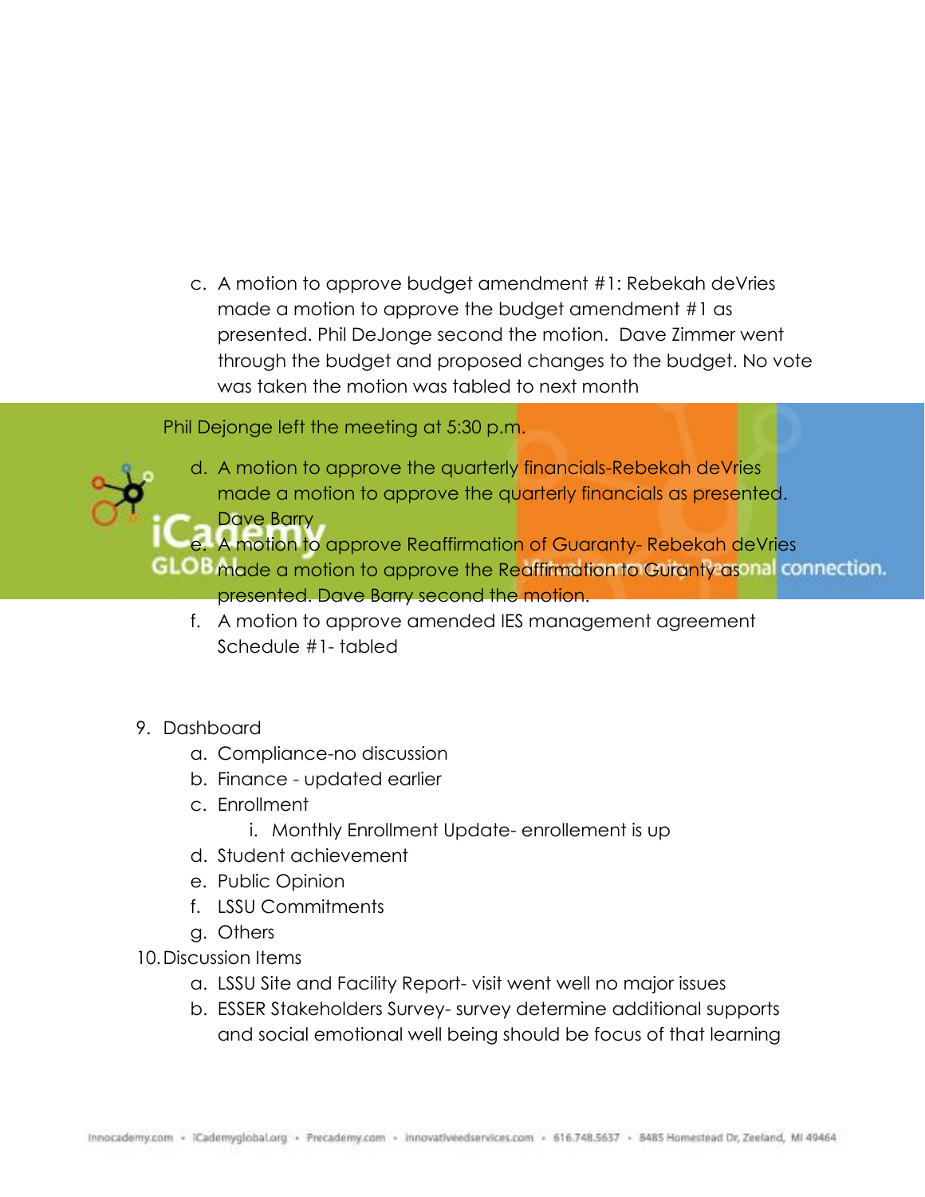c. A motion to approve budget amendment #1: Rebekah deVries made a motion to approve the budget amendment #1 as presented. Phil DeJonge second the motion. Dave Zimmer went through the budget and proposed changes to the budget. No vote was taken the motion was tabled to next month

Phil Dejonge left the meeting at 5:30 p.m.

d. A motion to approve the quarterly financials-Rebekah deVries made a motion to approve the quarterly financials as presented. Dave Barry

e. A motion to approve Reaffirmation of Guaranty- Rebekah deVries made a motion to approve the Reaffirmation to Guranty as presented. Dave Barry second the motion.

f. A motion to approve amended IES management agreement Schedule #1- tabled

9. Dashboard
    a. Compliance-no discussion
    b. Finance - updated earlier
    c. Enrollment
        i. Monthly Enrollment Update- enrollement is up
    d. Student achievement
    e. Public Opinion
    f. LSSU Commitments
    g. Others
10. Discussion Items
    a. LSSU Site and Facility Report- visit went well no major issues
    b. ESSER Stakeholders Survey- survey determine additional supports and social emotional well being should be focus of that learning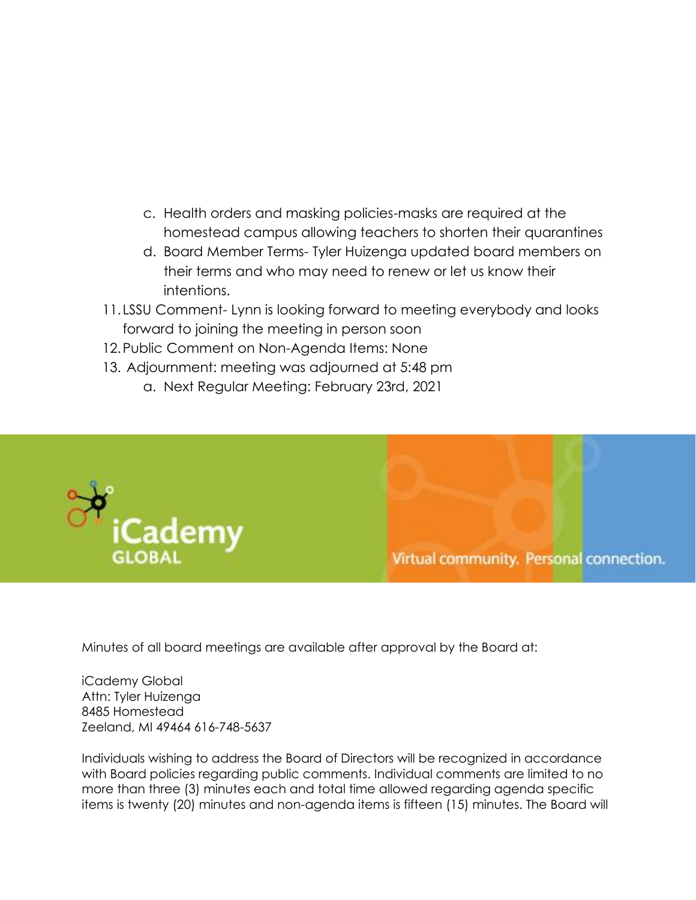c. Health orders and masking policies-masks are required at the homestead campus allowing teachers to shorten their quarantines
d. Board Member Terms- Tyler Huizenga updated board members on their terms and who may need to renew or let us know their intentions.

11. LSSU Comment- Lynn is looking forward to meeting everybody and looks forward to joining the meeting in person soon
12. Public Comment on Non-Agenda Items: None
13. Adjournment: meeting was adjourned at 5:48 pm
    a. Next Regular Meeting: February 23rd, 2021

iCademy GLOBAL

Virtual community. Personal connection.

Minutes of all board meetings are available after approval by the Board at:

iCademy Global
Attn: Tyler Huizenga
8485 Homestead
Zeeland, MI 49464 616-748-5637

Individuals wishing to address the Board of Directors will be recognized in accordance with Board policies regarding public comments. Individual comments are limited to no more than three (3) minutes each and total time allowed regarding agenda specific items is twenty (20) minutes and non-agenda items is fifteen (15) minutes. The Board will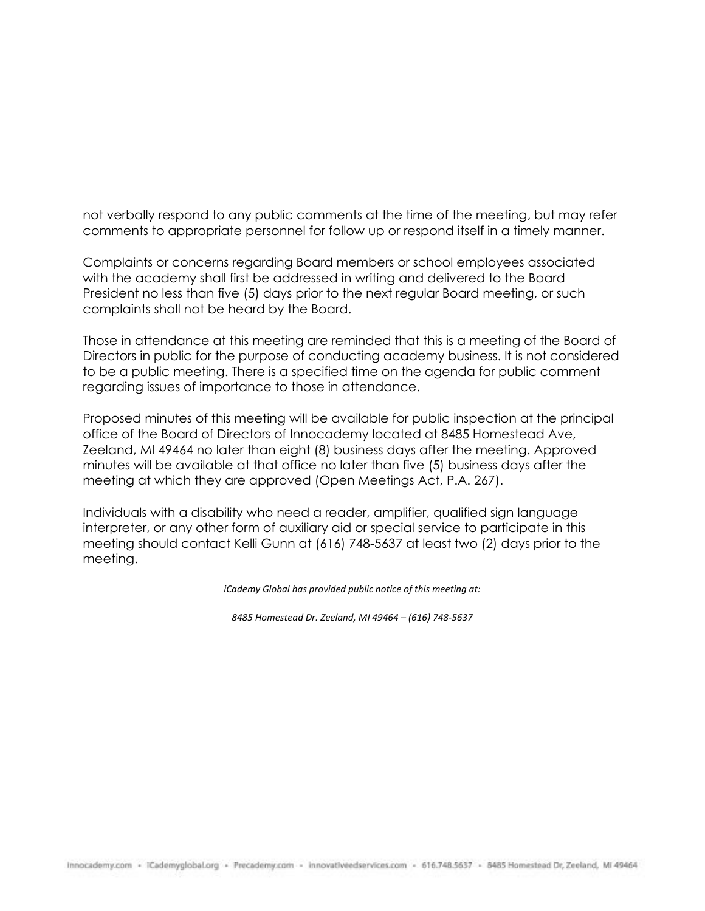not verbally respond to any public comments at the time of the meeting, but may refer comments to appropriate personnel for follow up or respond itself in a timely manner.

Complaints or concerns regarding Board members or school employees associated with the academy shall first be addressed in writing and delivered to the Board President no less than five (5) days prior to the next regular Board meeting, or such complaints shall not be heard by the Board.

Those in attendance at this meeting are reminded that this is a meeting of the Board of Directors in public for the purpose of conducting academy business. It is not considered to be a public meeting. There is a specified time on the agenda for public comment regarding issues of importance to those in attendance.

Proposed minutes of this meeting will be available for public inspection at the principal office of the Board of Directors of Innocademy located at 8485 Homestead Ave, Zeeland, MI 49464 no later than eight (8) business days after the meeting. Approved minutes will be available at that office no later than five (5) business days after the meeting at which they are approved (Open Meetings Act, P.A. 267).

Individuals with a disability who need a reader, amplifier, qualified sign language interpreter, or any other form of auxiliary aid or special service to participate in this meeting should contact Kelli Gunn at (616) 748-5637 at least two (2) days prior to the meeting.

*iCademy Global has provided public notice of this meeting at:*

*8485 Homestead Dr. Zeeland, MI 49464 – (616) 748-5637*